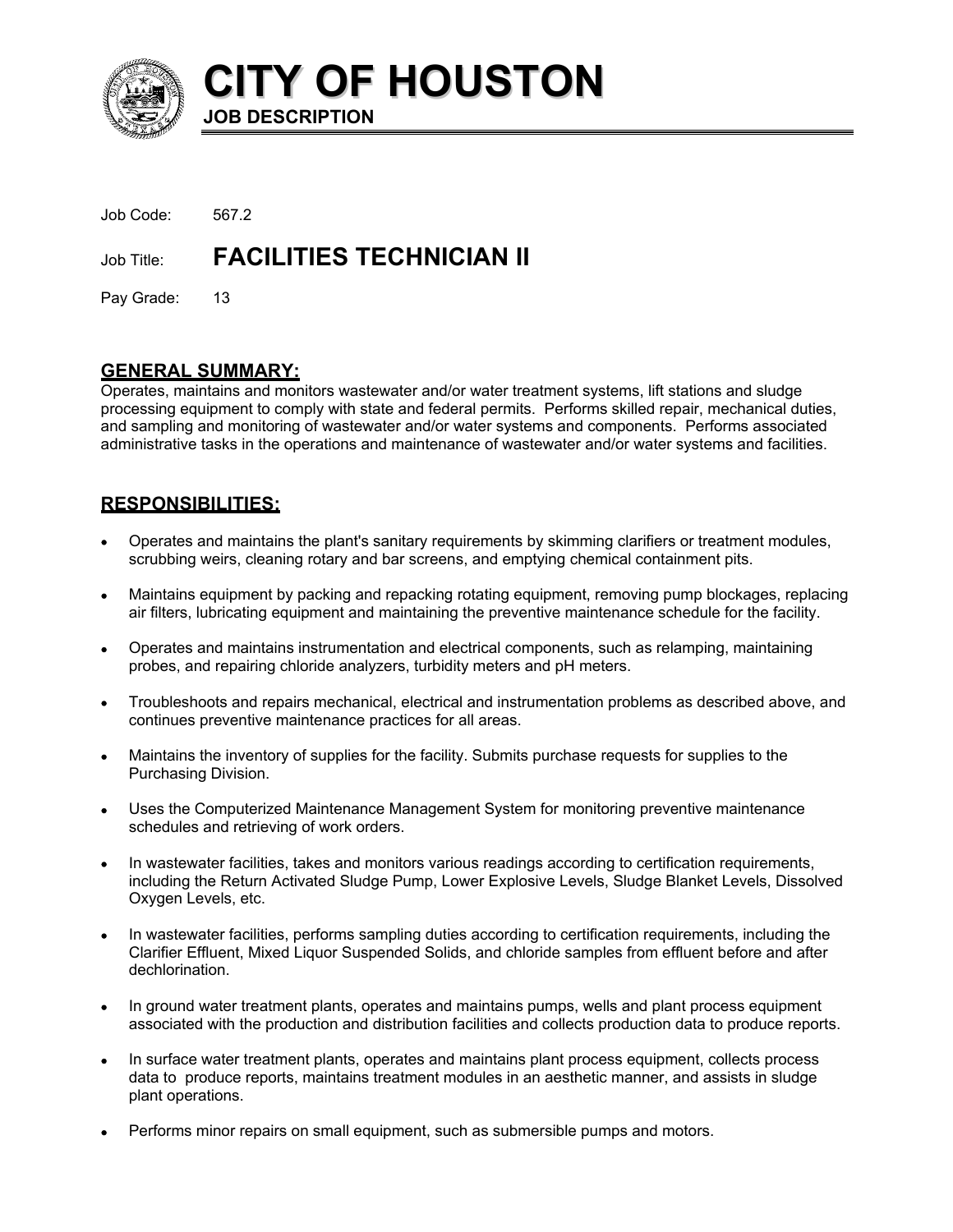# CITY OF HOUSTON

**JOB DESCRIPTION**

Job Code: 567.2

Job Title: **FACILITIES TECHNICIAN II**

Pay Grade: 13

## GENERAL SUMMARY:

Operates, maintains and monitors wastewater and/or water treatment systems, lift stations and sludge processing equipment to comply with state and federal permits. Performs skilled repair, mechanical duties, and sampling and monitoring of wastewater and/or water systems and components. Performs associated administrative tasks in the operations and maintenance of wastewater and/or water systems and facilities.

## RESPONSIBILITIES:

- Operates and maintains the plant's sanitary requirements by skimming clarifiers or treatment modules, scrubbing weirs, cleaning rotary and bar screens, and emptying chemical containment pits.
- Maintains equipment by packing and repacking rotating equipment, removing pump blockages, replacing air filters, lubricating equipment and maintaining the preventive maintenance schedule for the facility.
- Operates and maintains instrumentation and electrical components, such as relamping, maintaining probes, and repairing chloride analyzers, turbidity meters and pH meters.
- Troubleshoots and repairs mechanical, electrical and instrumentation problems as described above, and continues preventive maintenance practices for all areas.
- Maintains the inventory of supplies for the facility. Submits purchase requests for supplies to the Purchasing Division.
- Uses the Computerized Maintenance Management System for monitoring preventive maintenance schedules and retrieving of work orders.
- In wastewater facilities, takes and monitors various readings according to certification requirements, including the Return Activated Sludge Pump, Lower Explosive Levels, Sludge Blanket Levels, Dissolved Oxygen Levels, etc.
- In wastewater facilities, performs sampling duties according to certification requirements, including the Clarifier Effluent, Mixed Liquor Suspended Solids, and chloride samples from effluent before and after dechlorination.
- In ground water treatment plants, operates and maintains pumps, wells and plant process equipment associated with the production and distribution facilities and collects production data to produce reports.
- In surface water treatment plants, operates and maintains plant process equipment, collects process data to produce reports, maintains treatment modules in an aesthetic manner, and assists in sludge plant operations.
- Performs minor repairs on small equipment, such as submersible pumps and motors.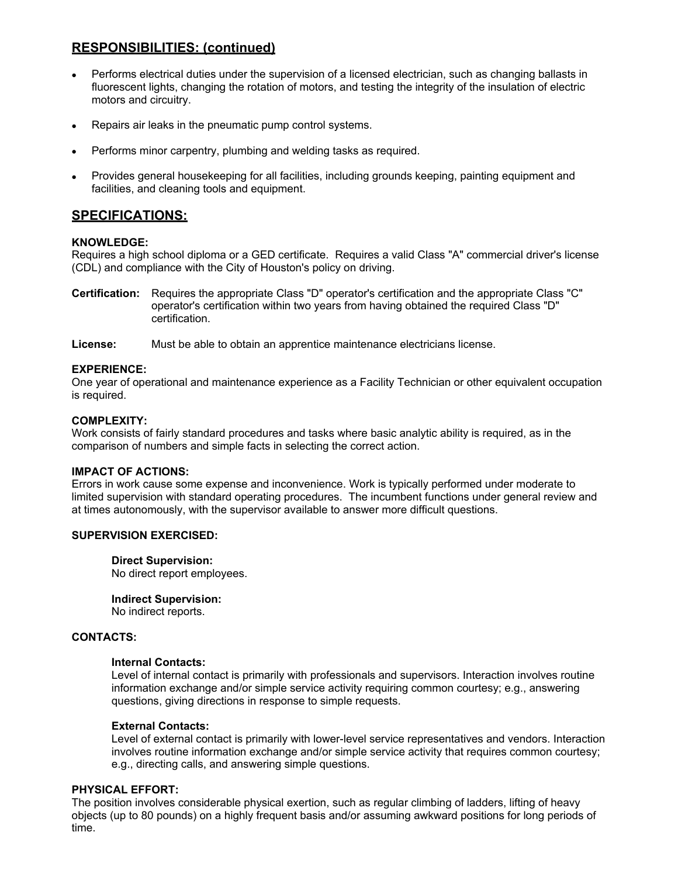## RESPONSIBILITIES: (continued)

- Performs electrical duties under the supervision of a licensed electrician, such as changing ballasts in fluorescent lights, changing the rotation of motors, and testing the integrity of the insulation of electric motors and circuitry.
- Repairs air leaks in the pneumatic pump control systems.
- Performs minor carpentry, plumbing and welding tasks as required.
- Provides general housekeeping for all facilities, including grounds keeping, painting equipment and facilities, and cleaning tools and equipment.

## SPECIFICATIONS:

**KNOWLEDGE:**
Requires a high school diploma or a GED certificate. Requires a valid Class "A" commercial driver's license (CDL) and compliance with the City of Houston's policy on driving.

**Certification:** Requires the appropriate Class "D" operator's certification and the appropriate Class "C" operator's certification within two years from having obtained the required Class "D" certification.

**License:** Must be able to obtain an apprentice maintenance electricians license.

**EXPERIENCE:**
One year of operational and maintenance experience as a Facility Technician or other equivalent occupation is required.

**COMPLEXITY:**
Work consists of fairly standard procedures and tasks where basic analytic ability is required, as in the comparison of numbers and simple facts in selecting the correct action.

**IMPACT OF ACTIONS:**
Errors in work cause some expense and inconvenience. Work is typically performed under moderate to limited supervision with standard operating procedures. The incumbent functions under general review and at times autonomously, with the supervisor available to answer more difficult questions.

**SUPERVISION EXERCISED:**

**Direct Supervision:**
No direct report employees.

**Indirect Supervision:**
No indirect reports.

**CONTACTS:**

**Internal Contacts:**
Level of internal contact is primarily with professionals and supervisors. Interaction involves routine information exchange and/or simple service activity requiring common courtesy; e.g., answering questions, giving directions in response to simple requests.

**External Contacts:**
Level of external contact is primarily with lower-level service representatives and vendors. Interaction involves routine information exchange and/or simple service activity that requires common courtesy; e.g., directing calls, and answering simple questions.

**PHYSICAL EFFORT:**
The position involves considerable physical exertion, such as regular climbing of ladders, lifting of heavy objects (up to 80 pounds) on a highly frequent basis and/or assuming awkward positions for long periods of time.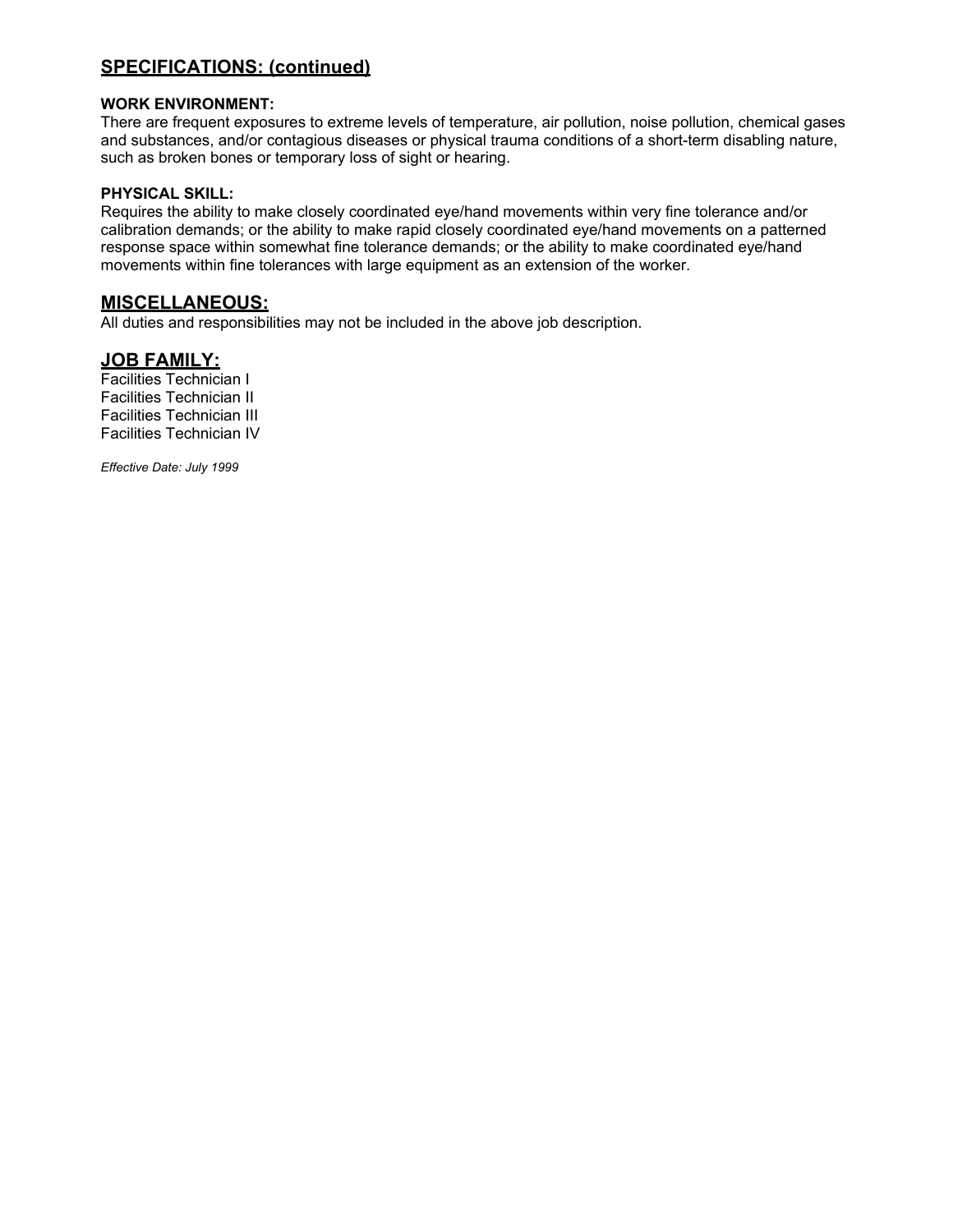## SPECIFICATIONS: (continued)

**WORK ENVIRONMENT:**
There are frequent exposures to extreme levels of temperature, air pollution, noise pollution, chemical gases and substances, and/or contagious diseases or physical trauma conditions of a short-term disabling nature, such as broken bones or temporary loss of sight or hearing.

**PHYSICAL SKILL:**
Requires the ability to make closely coordinated eye/hand movements within very fine tolerance and/or calibration demands; or the ability to make rapid closely coordinated eye/hand movements on a patterned response space within somewhat fine tolerance demands; or the ability to make coordinated eye/hand movements within fine tolerances with large equipment as an extension of the worker.

## MISCELLANEOUS:

All duties and responsibilities may not be included in the above job description.

## JOB FAMILY:

Facilities Technician I
Facilities Technician II
Facilities Technician III
Facilities Technician IV

*Effective Date: July 1999*